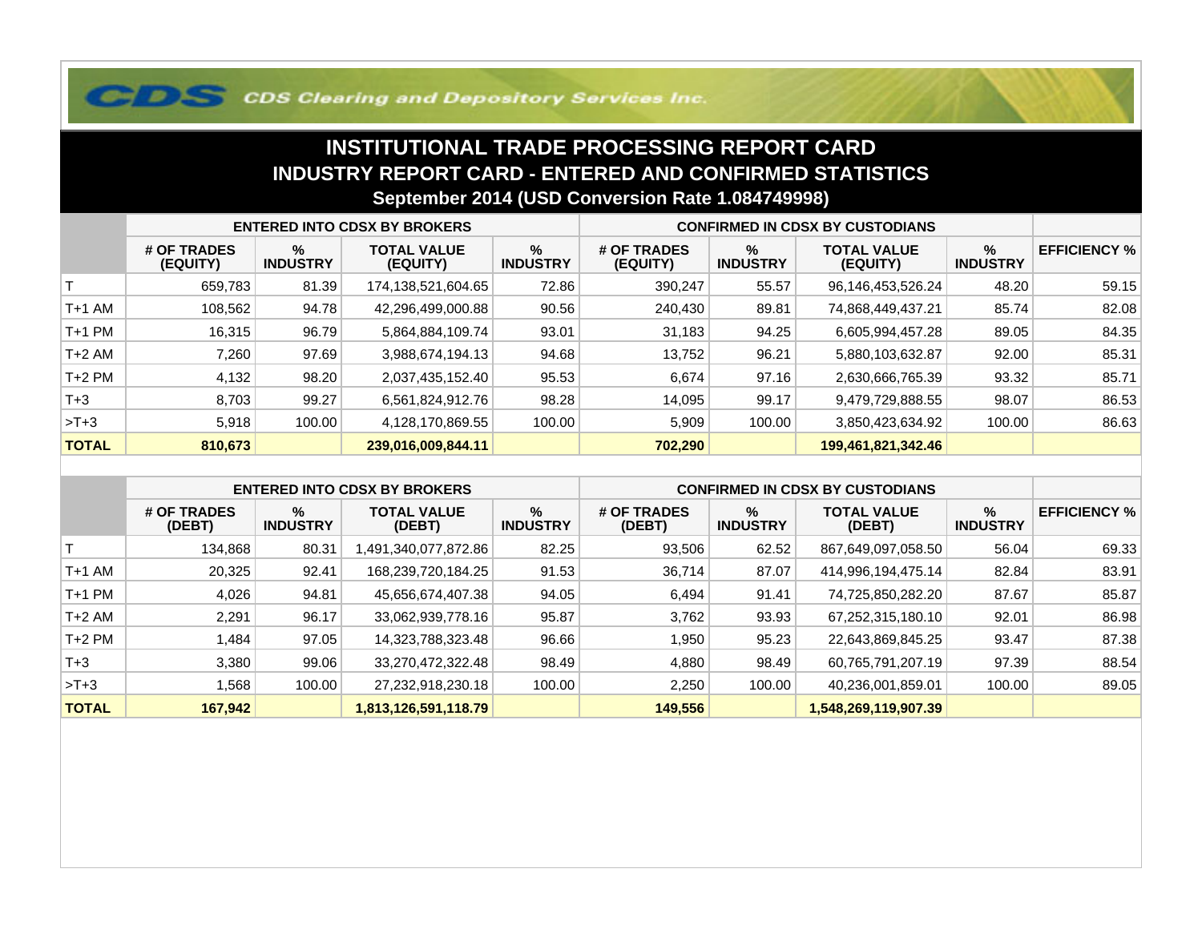CDS Clearing and Depository Services Inc.

# INSTITUTIONAL TRADE PROCESSING REPORT CARD

## INDUSTRY REPORT CARD - ENTERED AND CONFIRMED STATISTICS

### September 2014 (USD Conversion Rate 1.084749998)

| | ENTERED INTO CDSX BY BROKERS | | | | CONFIRMED IN CDSX BY CUSTODIANS | | | | |
|---|---|---|---|---|---|---|---|---|---|
| | # OF TRADES (EQUITY) | % INDUSTRY | TOTAL VALUE (EQUITY) | % INDUSTRY | # OF TRADES (EQUITY) | % INDUSTRY | TOTAL VALUE (EQUITY) | % INDUSTRY | EFFICIENCY % |
| T | 659,783 | 81.39 | 174,138,521,604.65 | 72.86 | 390,247 | 55.57 | 96,146,453,526.24 | 48.20 | 59.15 |
| T+1 AM | 108,562 | 94.78 | 42,296,499,000.88 | 90.56 | 240,430 | 89.81 | 74,868,449,437.21 | 85.74 | 82.08 |
| T+1 PM | 16,315 | 96.79 | 5,864,884,109.74 | 93.01 | 31,183 | 94.25 | 6,605,994,457.28 | 89.05 | 84.35 |
| T+2 AM | 7,260 | 97.69 | 3,988,674,194.13 | 94.68 | 13,752 | 96.21 | 5,880,103,632.87 | 92.00 | 85.31 |
| T+2 PM | 4,132 | 98.20 | 2,037,435,152.40 | 95.53 | 6,674 | 97.16 | 2,630,666,765.39 | 93.32 | 85.71 |
| T+3 | 8,703 | 99.27 | 6,561,824,912.76 | 98.28 | 14,095 | 99.17 | 9,479,729,888.55 | 98.07 | 86.53 |
| >T+3 | 5,918 | 100.00 | 4,128,170,869.55 | 100.00 | 5,909 | 100.00 | 3,850,423,634.92 | 100.00 | 86.63 |
| **TOTAL** | **810,673** | | **239,016,009,844.11** | | **702,290** | | **199,461,821,342.46** | | |

| | ENTERED INTO CDSX BY BROKERS | | | | CONFIRMED IN CDSX BY CUSTODIANS | | | | |
|---|---|---|---|---|---|---|---|---|---|
| | # OF TRADES (DEBT) | % INDUSTRY | TOTAL VALUE (DEBT) | % INDUSTRY | # OF TRADES (DEBT) | % INDUSTRY | TOTAL VALUE (DEBT) | % INDUSTRY | EFFICIENCY % |
| T | 134,868 | 80.31 | 1,491,340,077,872.86 | 82.25 | 93,506 | 62.52 | 867,649,097,058.50 | 56.04 | 69.33 |
| T+1 AM | 20,325 | 92.41 | 168,239,720,184.25 | 91.53 | 36,714 | 87.07 | 414,996,194,475.14 | 82.84 | 83.91 |
| T+1 PM | 4,026 | 94.81 | 45,656,674,407.38 | 94.05 | 6,494 | 91.41 | 74,725,850,282.20 | 87.67 | 85.87 |
| T+2 AM | 2,291 | 96.17 | 33,062,939,778.16 | 95.87 | 3,762 | 93.93 | 67,252,315,180.10 | 92.01 | 86.98 |
| T+2 PM | 1,484 | 97.05 | 14,323,788,323.48 | 96.66 | 1,950 | 95.23 | 22,643,869,845.25 | 93.47 | 87.38 |
| T+3 | 3,380 | 99.06 | 33,270,472,322.48 | 98.49 | 4,880 | 98.49 | 60,765,791,207.19 | 97.39 | 88.54 |
| >T+3 | 1,568 | 100.00 | 27,232,918,230.18 | 100.00 | 2,250 | 100.00 | 40,236,001,859.01 | 100.00 | 89.05 |
| **TOTAL** | **167,942** | | **1,813,126,591,118.79** | | **149,556** | | **1,548,269,119,907.39** | | |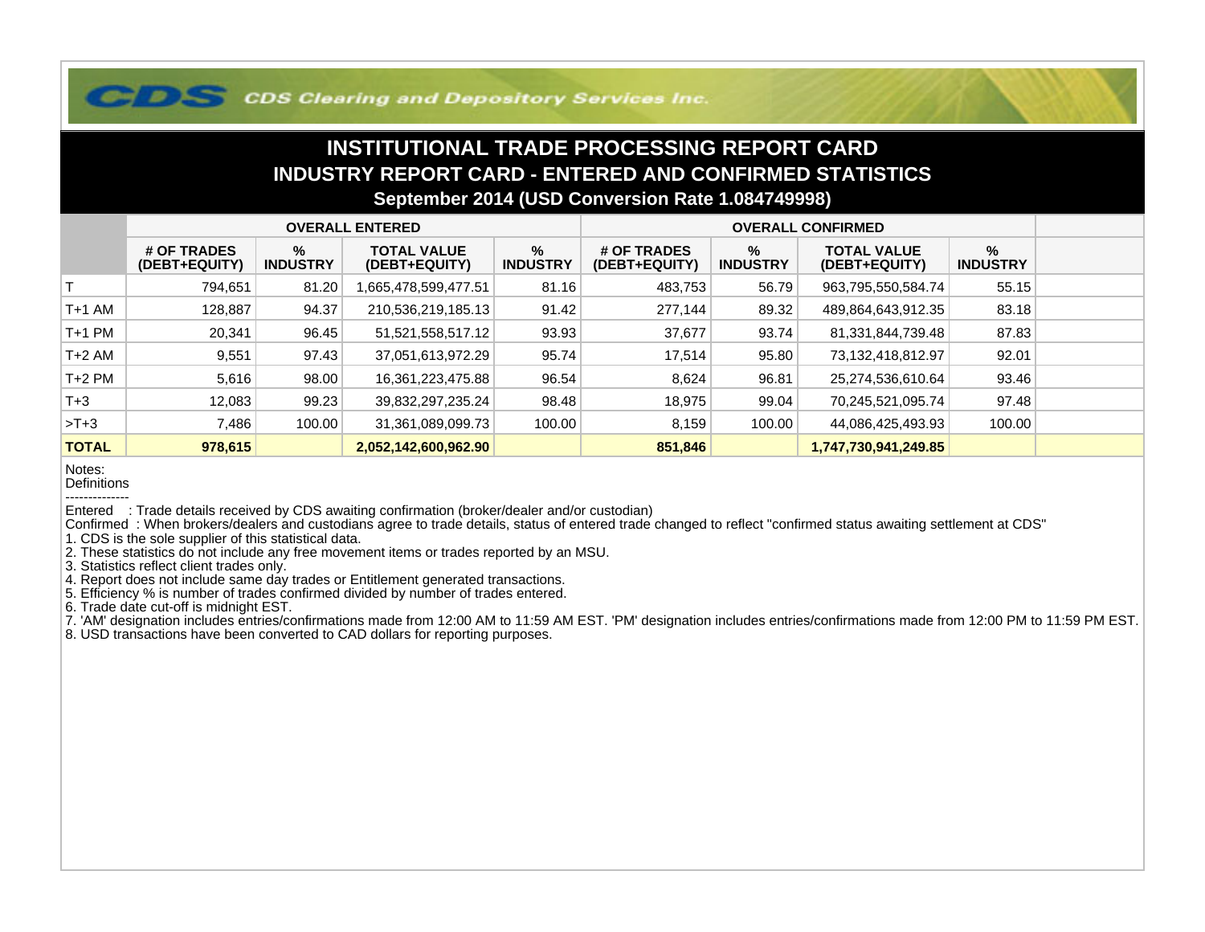CDS Clearing and Depository Services Inc.

# INSTITUTIONAL TRADE PROCESSING REPORT CARD

## INDUSTRY REPORT CARD - ENTERED AND CONFIRMED STATISTICS

### September 2014 (USD Conversion Rate 1.084749998)

| | OVERALL ENTERED | | | | OVERALL CONFIRMED | | | | |
|---|---|---|---|---|---|---|---|---|---|
| | # OF TRADES (DEBT+EQUITY) | % INDUSTRY | TOTAL VALUE (DEBT+EQUITY) | % INDUSTRY | # OF TRADES (DEBT+EQUITY) | % INDUSTRY | TOTAL VALUE (DEBT+EQUITY) | % INDUSTRY | |
| T | 794,651 | 81.20 | 1,665,478,599,477.51 | 81.16 | 483,753 | 56.79 | 963,795,550,584.74 | 55.15 | |
| T+1 AM | 128,887 | 94.37 | 210,536,219,185.13 | 91.42 | 277,144 | 89.32 | 489,864,643,912.35 | 83.18 | |
| T+1 PM | 20,341 | 96.45 | 51,521,558,517.12 | 93.93 | 37,677 | 93.74 | 81,331,844,739.48 | 87.83 | |
| T+2 AM | 9,551 | 97.43 | 37,051,613,972.29 | 95.74 | 17,514 | 95.80 | 73,132,418,812.97 | 92.01 | |
| T+2 PM | 5,616 | 98.00 | 16,361,223,475.88 | 96.54 | 8,624 | 96.81 | 25,274,536,610.64 | 93.46 | |
| T+3 | 12,083 | 99.23 | 39,832,297,235.24 | 98.48 | 18,975 | 99.04 | 70,245,521,095.74 | 97.48 | |
| >T+3 | 7,486 | 100.00 | 31,361,089,099.73 | 100.00 | 8,159 | 100.00 | 44,086,425,493.93 | 100.00 | |
| **TOTAL** | **978,615** | | **2,052,142,600,962.90** | | **851,846** | | **1,747,730,941,249.85** | | |

Notes:
Definitions
--------------
Entered : Trade details received by CDS awaiting confirmation (broker/dealer and/or custodian)
Confirmed : When brokers/dealers and custodians agree to trade details, status of entered trade changed to reflect "confirmed status awaiting settlement at CDS"

1. CDS is the sole supplier of this statistical data.
2. These statistics do not include any free movement items or trades reported by an MSU.
3. Statistics reflect client trades only.
4. Report does not include same day trades or Entitlement generated transactions.
5. Efficiency % is number of trades confirmed divided by number of trades entered.
6. Trade date cut-off is midnight EST.
7. 'AM' designation includes entries/confirmations made from 12:00 AM to 11:59 AM EST. 'PM' designation includes entries/confirmations made from 12:00 PM to 11:59 PM EST.
8. USD transactions have been converted to CAD dollars for reporting purposes.